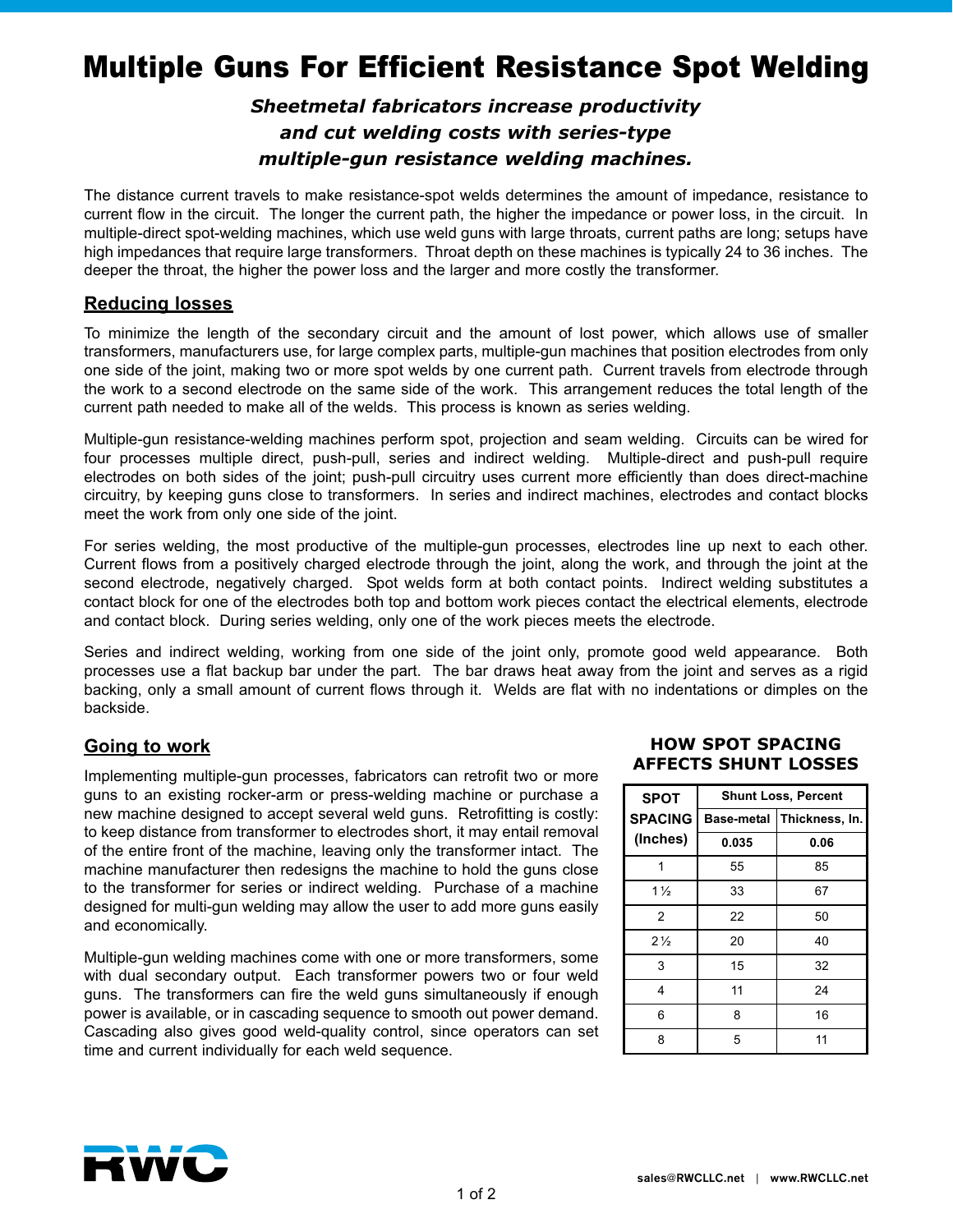# Multiple Guns For Efficient Resistance Spot Welding

***Sheetmetal fabricators increase productivity and cut welding costs with series-type multiple-gun resistance welding machines.***

The distance current travels to make resistance-spot welds determines the amount of impedance, resistance to current flow in the circuit. The longer the current path, the higher the impedance or power loss, in the circuit. In multiple-direct spot-welding machines, which use weld guns with large throats, current paths are long; setups have high impedances that require large transformers. Throat depth on these machines is typically 24 to 36 inches. The deeper the throat, the higher the power loss and the larger and more costly the transformer.

## Reducing losses

To minimize the length of the secondary circuit and the amount of lost power, which allows use of smaller transformers, manufacturers use, for large complex parts, multiple-gun machines that position electrodes from only one side of the joint, making two or more spot welds by one current path. Current travels from electrode through the work to a second electrode on the same side of the work. This arrangement reduces the total length of the current path needed to make all of the welds. This process is known as series welding.

Multiple-gun resistance-welding machines perform spot, projection and seam welding. Circuits can be wired for four processes multiple direct, push-pull, series and indirect welding. Multiple-direct and push-pull require electrodes on both sides of the joint; push-pull circuitry uses current more efficiently than does direct-machine circuitry, by keeping guns close to transformers. In series and indirect machines, electrodes and contact blocks meet the work from only one side of the joint.

For series welding, the most productive of the multiple-gun processes, electrodes line up next to each other. Current flows from a positively charged electrode through the joint, along the work, and through the joint at the second electrode, negatively charged. Spot welds form at both contact points. Indirect welding substitutes a contact block for one of the electrodes both top and bottom work pieces contact the electrical elements, electrode and contact block. During series welding, only one of the work pieces meets the electrode.

Series and indirect welding, working from one side of the joint only, promote good weld appearance. Both processes use a flat backup bar under the part. The bar draws heat away from the joint and serves as a rigid backing, only a small amount of current flows through it. Welds are flat with no indentations or dimples on the backside.

## Going to work

Implementing multiple-gun processes, fabricators can retrofit two or more guns to an existing rocker-arm or press-welding machine or purchase a new machine designed to accept several weld guns. Retrofitting is costly: to keep distance from transformer to electrodes short, it may entail removal of the entire front of the machine, leaving only the transformer intact. The machine manufacturer then redesigns the machine to hold the guns close to the transformer for series or indirect welding. Purchase of a machine designed for multi-gun welding may allow the user to add more guns easily and economically.

Multiple-gun welding machines come with one or more transformers, some with dual secondary output. Each transformer powers two or four weld guns. The transformers can fire the weld guns simultaneously if enough power is available, or in cascading sequence to smooth out power demand. Cascading also gives good weld-quality control, since operators can set time and current individually for each weld sequence.

**HOW SPOT SPACING AFFECTS SHUNT LOSSES**

| SPOT SPACING (Inches) | Shunt Loss, Percent | |
|---|---|---|
| | Base-metal | Thickness, In. |
| | 0.035 | 0.06 |
| 1 | 55 | 85 |
| 1½ | 33 | 67 |
| 2 | 22 | 50 |
| 2½ | 20 | 40 |
| 3 | 15 | 32 |
| 4 | 11 | 24 |
| 6 | 8 | 16 |
| 8 | 5 | 11 |

RWC

sales@RWCLLC.net | www.RWCLLC.net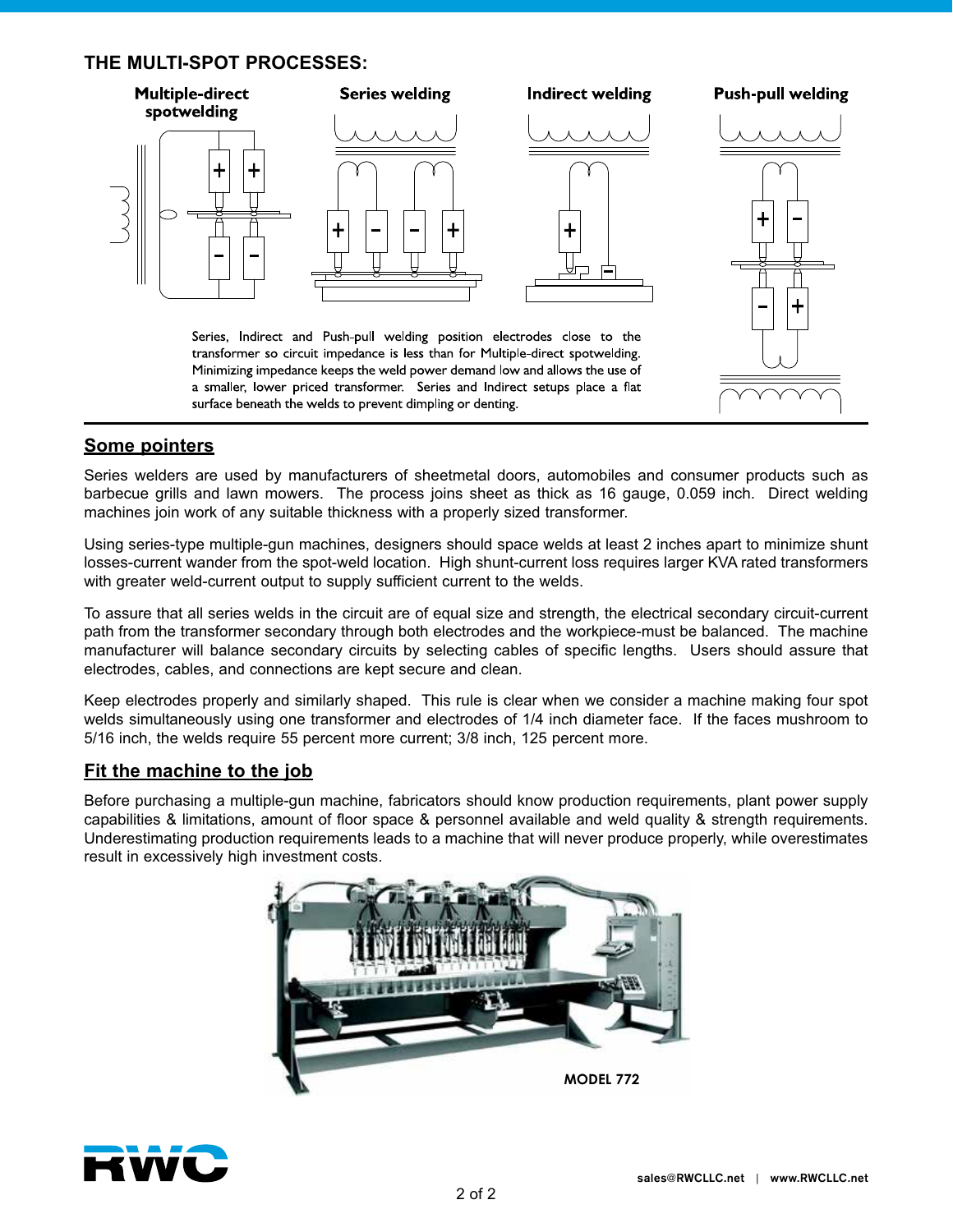## THE MULTI-SPOT PROCESSES:

Multiple-direct spotwelding

Series welding

Indirect welding

Push-pull welding

Series, Indirect and Push-pull welding position electrodes close to the transformer so circuit impedance is less than for Multiple-direct spotwelding. Minimizing impedance keeps the weld power demand low and allows the use of a smaller, lower priced transformer. Series and Indirect setups place a flat surface beneath the welds to prevent dimpling or denting.

## Some pointers

Series welders are used by manufacturers of sheetmetal doors, automobiles and consumer products such as barbecue grills and lawn mowers. The process joins sheet as thick as 16 gauge, 0.059 inch. Direct welding machines join work of any suitable thickness with a properly sized transformer.

Using series-type multiple-gun machines, designers should space welds at least 2 inches apart to minimize shunt losses-current wander from the spot-weld location. High shunt-current loss requires larger KVA rated transformers with greater weld-current output to supply sufficient current to the welds.

To assure that all series welds in the circuit are of equal size and strength, the electrical secondary circuit-current path from the transformer secondary through both electrodes and the workpiece-must be balanced. The machine manufacturer will balance secondary circuits by selecting cables of specific lengths. Users should assure that electrodes, cables, and connections are kept secure and clean.

Keep electrodes properly and similarly shaped. This rule is clear when we consider a machine making four spot welds simultaneously using one transformer and electrodes of 1/4 inch diameter face. If the faces mushroom to 5/16 inch, the welds require 55 percent more current; 3/8 inch, 125 percent more.

## Fit the machine to the job

Before purchasing a multiple-gun machine, fabricators should know production requirements, plant power supply capabilities & limitations, amount of floor space & personnel available and weld quality & strength requirements. Underestimating production requirements leads to a machine that will never produce properly, while overestimates result in excessively high investment costs.

MODEL 772

sales@RWCLLC.net | www.RWCLLC.net